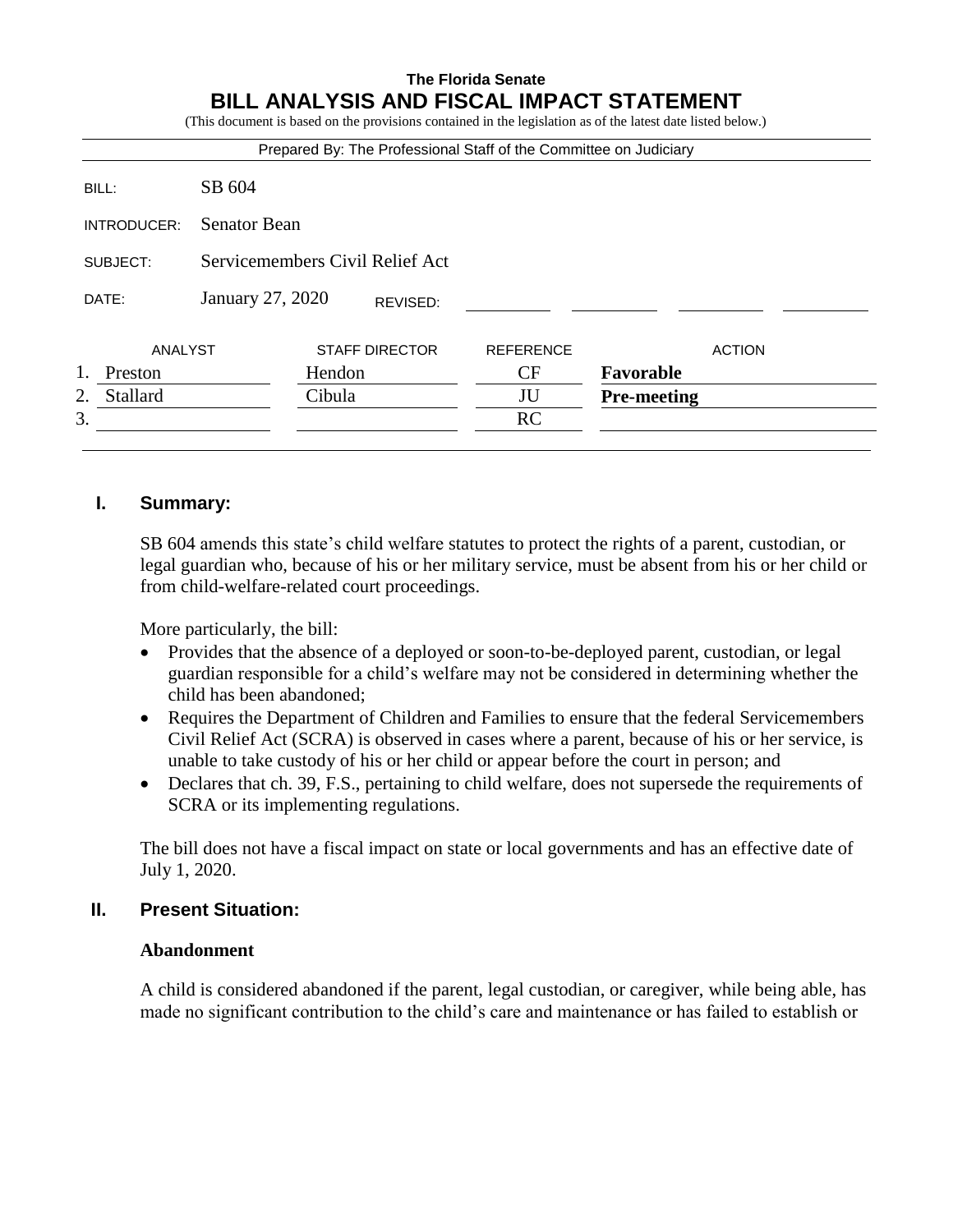**The Florida Senate**

# BILL ANALYSIS AND FISCAL IMPACT STATEMENT

(This document is based on the provisions contained in the legislation as of the latest date listed below.)

Prepared By: The Professional Staff of the Committee on Judiciary

| | |
|---|---|
| BILL: | SB 604 |
| INTRODUCER: | Senator Bean |
| SUBJECT: | Servicemembers Civil Relief Act |
| DATE: | January 27, 2020 REVISED: |

| | ANALYST | STAFF DIRECTOR | REFERENCE | ACTION |
|---|---|---|---|---|
| 1. | Preston | Hendon | CF | **Favorable** |
| 2. | Stallard | Cibula | JU | **Pre-meeting** |
| 3. | | | RC | |

## I. Summary:

SB 604 amends this state's child welfare statutes to protect the rights of a parent, custodian, or legal guardian who, because of his or her military service, must be absent from his or her child or from child-welfare-related court proceedings.

More particularly, the bill:

- Provides that the absence of a deployed or soon-to-be-deployed parent, custodian, or legal guardian responsible for a child's welfare may not be considered in determining whether the child has been abandoned;
- Requires the Department of Children and Families to ensure that the federal Servicemembers Civil Relief Act (SCRA) is observed in cases where a parent, because of his or her service, is unable to take custody of his or her child or appear before the court in person; and
- Declares that ch. 39, F.S., pertaining to child welfare, does not supersede the requirements of SCRA or its implementing regulations.

The bill does not have a fiscal impact on state or local governments and has an effective date of July 1, 2020.

## II. Present Situation:

### Abandonment

A child is considered abandoned if the parent, legal custodian, or caregiver, while being able, has made no significant contribution to the child's care and maintenance or has failed to establish or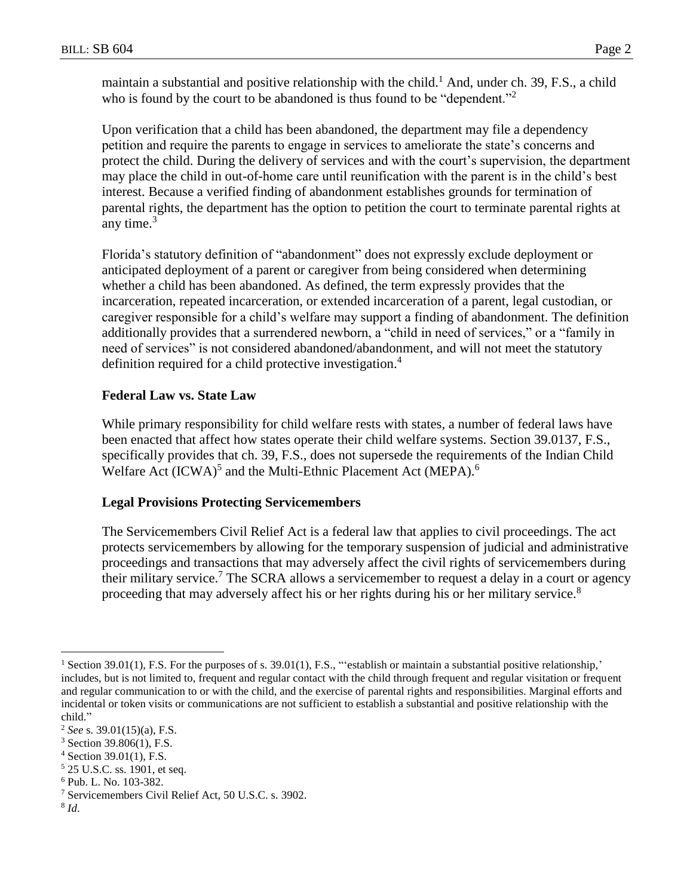maintain a substantial and positive relationship with the child.[1] And, under ch. 39, F.S., a child who is found by the court to be abandoned is thus found to be "dependent."[2]

Upon verification that a child has been abandoned, the department may file a dependency petition and require the parents to engage in services to ameliorate the state's concerns and protect the child. During the delivery of services and with the court's supervision, the department may place the child in out-of-home care until reunification with the parent is in the child's best interest. Because a verified finding of abandonment establishes grounds for termination of parental rights, the department has the option to petition the court to terminate parental rights at any time.[3]

Florida's statutory definition of "abandonment" does not expressly exclude deployment or anticipated deployment of a parent or caregiver from being considered when determining whether a child has been abandoned. As defined, the term expressly provides that the incarceration, repeated incarceration, or extended incarceration of a parent, legal custodian, or caregiver responsible for a child's welfare may support a finding of abandonment. The definition additionally provides that a surrendered newborn, a "child in need of services," or a "family in need of services" is not considered abandoned/abandonment, and will not meet the statutory definition required for a child protective investigation.[4]

### Federal Law vs. State Law

While primary responsibility for child welfare rests with states, a number of federal laws have been enacted that affect how states operate their child welfare systems. Section 39.0137, F.S., specifically provides that ch. 39, F.S., does not supersede the requirements of the Indian Child Welfare Act (ICWA)[5] and the Multi-Ethnic Placement Act (MEPA).[6]

### Legal Provisions Protecting Servicemembers

The Servicemembers Civil Relief Act is a federal law that applies to civil proceedings. The act protects servicemembers by allowing for the temporary suspension of judicial and administrative proceedings and transactions that may adversely affect the civil rights of servicemembers during their military service.[7] The SCRA allows a servicemember to request a delay in a court or agency proceeding that may adversely affect his or her rights during his or her military service.[8]

---

[1] Section 39.01(1), F.S. For the purposes of s. 39.01(1), F.S., "'establish or maintain a substantial positive relationship,' includes, but is not limited to, frequent and regular contact with the child through frequent and regular visitation or frequent and regular communication to or with the child, and the exercise of parental rights and responsibilities. Marginal efforts and incidental or token visits or communications are not sufficient to establish a substantial and positive relationship with the child."

[2] *See* s. 39.01(15)(a), F.S.

[3] Section 39.806(1), F.S.

[4] Section 39.01(1), F.S.

[5] 25 U.S.C. ss. 1901, et seq.

[6] Pub. L. No. 103-382.

[7] Servicemembers Civil Relief Act, 50 U.S.C. s. 3902.

[8] *Id*.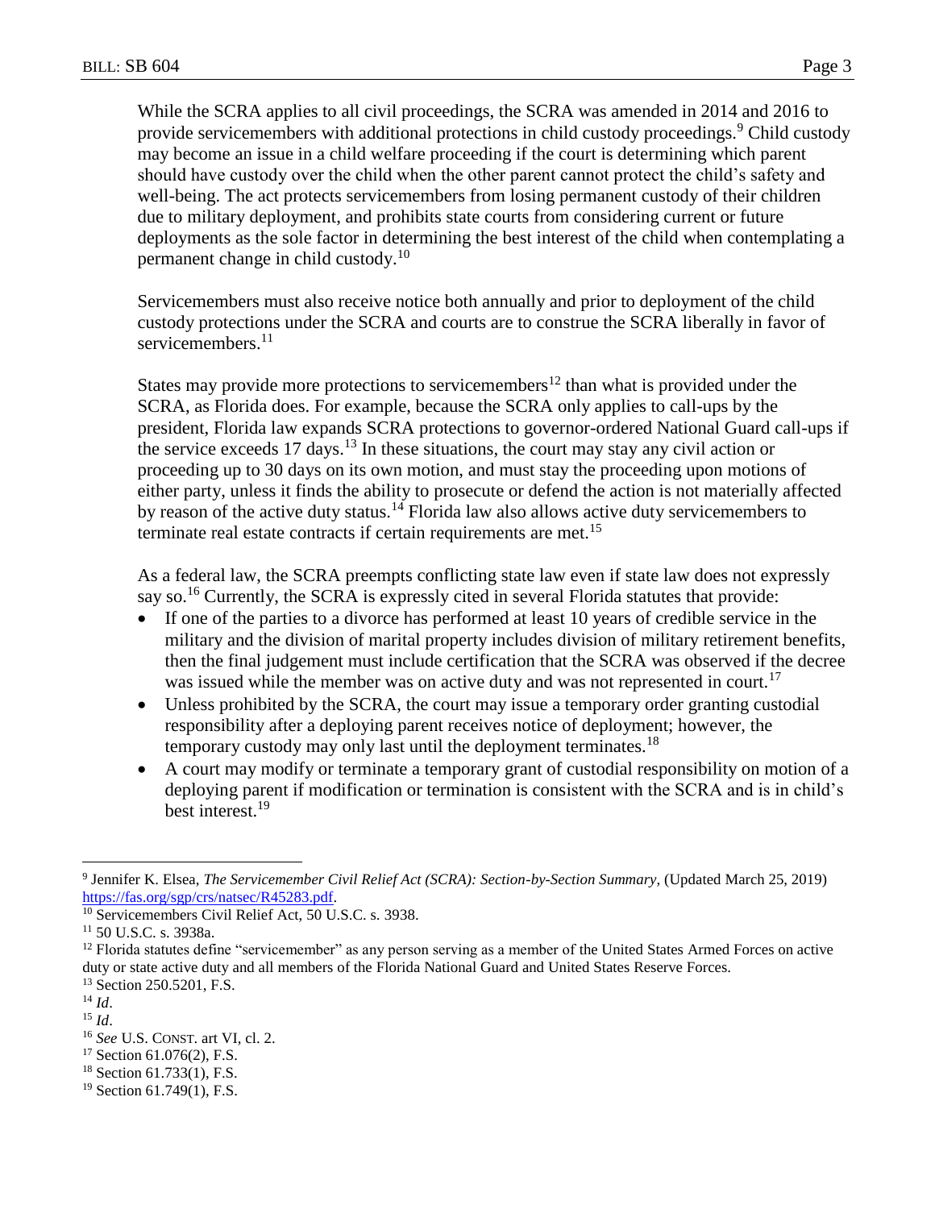While the SCRA applies to all civil proceedings, the SCRA was amended in 2014 and 2016 to provide servicemembers with additional protections in child custody proceedings.[9] Child custody may become an issue in a child welfare proceeding if the court is determining which parent should have custody over the child when the other parent cannot protect the child's safety and well-being. The act protects servicemembers from losing permanent custody of their children due to military deployment, and prohibits state courts from considering current or future deployments as the sole factor in determining the best interest of the child when contemplating a permanent change in child custody.[10]

Servicemembers must also receive notice both annually and prior to deployment of the child custody protections under the SCRA and courts are to construe the SCRA liberally in favor of servicemembers.[11]

States may provide more protections to servicemembers[12] than what is provided under the SCRA, as Florida does. For example, because the SCRA only applies to call-ups by the president, Florida law expands SCRA protections to governor-ordered National Guard call-ups if the service exceeds 17 days.[13] In these situations, the court may stay any civil action or proceeding up to 30 days on its own motion, and must stay the proceeding upon motions of either party, unless it finds the ability to prosecute or defend the action is not materially affected by reason of the active duty status.[14] Florida law also allows active duty servicemembers to terminate real estate contracts if certain requirements are met.[15]

As a federal law, the SCRA preempts conflicting state law even if state law does not expressly say so.[16] Currently, the SCRA is expressly cited in several Florida statutes that provide:

- If one of the parties to a divorce has performed at least 10 years of credible service in the military and the division of marital property includes division of military retirement benefits, then the final judgement must include certification that the SCRA was observed if the decree was issued while the member was on active duty and was not represented in court.[17]
- Unless prohibited by the SCRA, the court may issue a temporary order granting custodial responsibility after a deploying parent receives notice of deployment; however, the temporary custody may only last until the deployment terminates.[18]
- A court may modify or terminate a temporary grant of custodial responsibility on motion of a deploying parent if modification or termination is consistent with the SCRA and is in child's best interest.[19]

---

[9] Jennifer K. Elsea, *The Servicemember Civil Relief Act (SCRA): Section-by-Section Summary*, (Updated March 25, 2019) https://fas.org/sgp/crs/natsec/R45283.pdf.

[10] Servicemembers Civil Relief Act, 50 U.S.C. s. 3938.

[11] 50 U.S.C. s. 3938a.

[12] Florida statutes define "servicemember" as any person serving as a member of the United States Armed Forces on active duty or state active duty and all members of the Florida National Guard and United States Reserve Forces.

[13] Section 250.5201, F.S.

[14] *Id*.

[15] *Id*.

[16] *See* U.S. CONST. art VI, cl. 2.

[17] Section 61.076(2), F.S.

[18] Section 61.733(1), F.S.

[19] Section 61.749(1), F.S.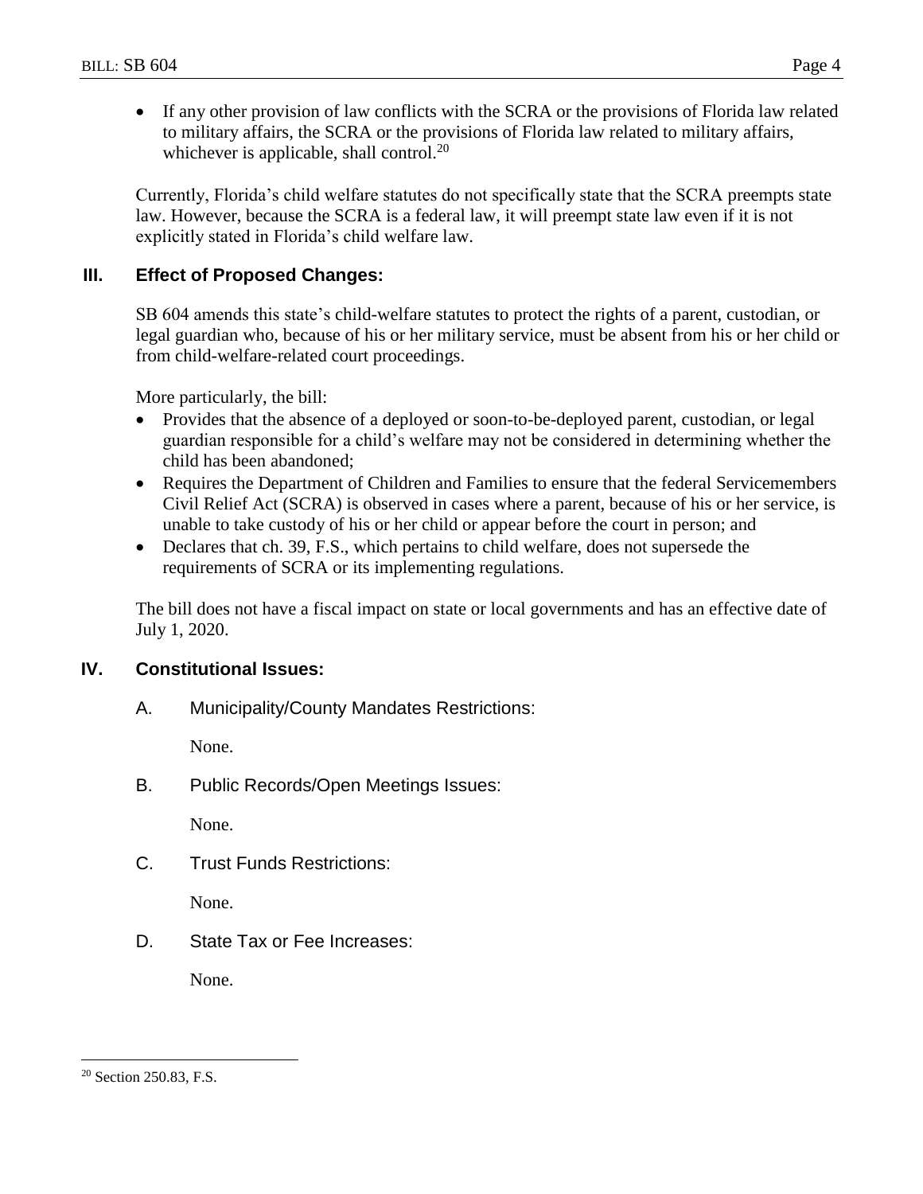- If any other provision of law conflicts with the SCRA or the provisions of Florida law related to military affairs, the SCRA or the provisions of Florida law related to military affairs, whichever is applicable, shall control.[20]

Currently, Florida's child welfare statutes do not specifically state that the SCRA preempts state law. However, because the SCRA is a federal law, it will preempt state law even if it is not explicitly stated in Florida's child welfare law.

## III. Effect of Proposed Changes:

SB 604 amends this state's child-welfare statutes to protect the rights of a parent, custodian, or legal guardian who, because of his or her military service, must be absent from his or her child or from child-welfare-related court proceedings.

More particularly, the bill:

- Provides that the absence of a deployed or soon-to-be-deployed parent, custodian, or legal guardian responsible for a child's welfare may not be considered in determining whether the child has been abandoned;
- Requires the Department of Children and Families to ensure that the federal Servicemembers Civil Relief Act (SCRA) is observed in cases where a parent, because of his or her service, is unable to take custody of his or her child or appear before the court in person; and
- Declares that ch. 39, F.S., which pertains to child welfare, does not supersede the requirements of SCRA or its implementing regulations.

The bill does not have a fiscal impact on state or local governments and has an effective date of July 1, 2020.

## IV. Constitutional Issues:

### A. Municipality/County Mandates Restrictions:

None.

### B. Public Records/Open Meetings Issues:

None.

### C. Trust Funds Restrictions:

None.

### D. State Tax or Fee Increases:

None.

---

[20] Section 250.83, F.S.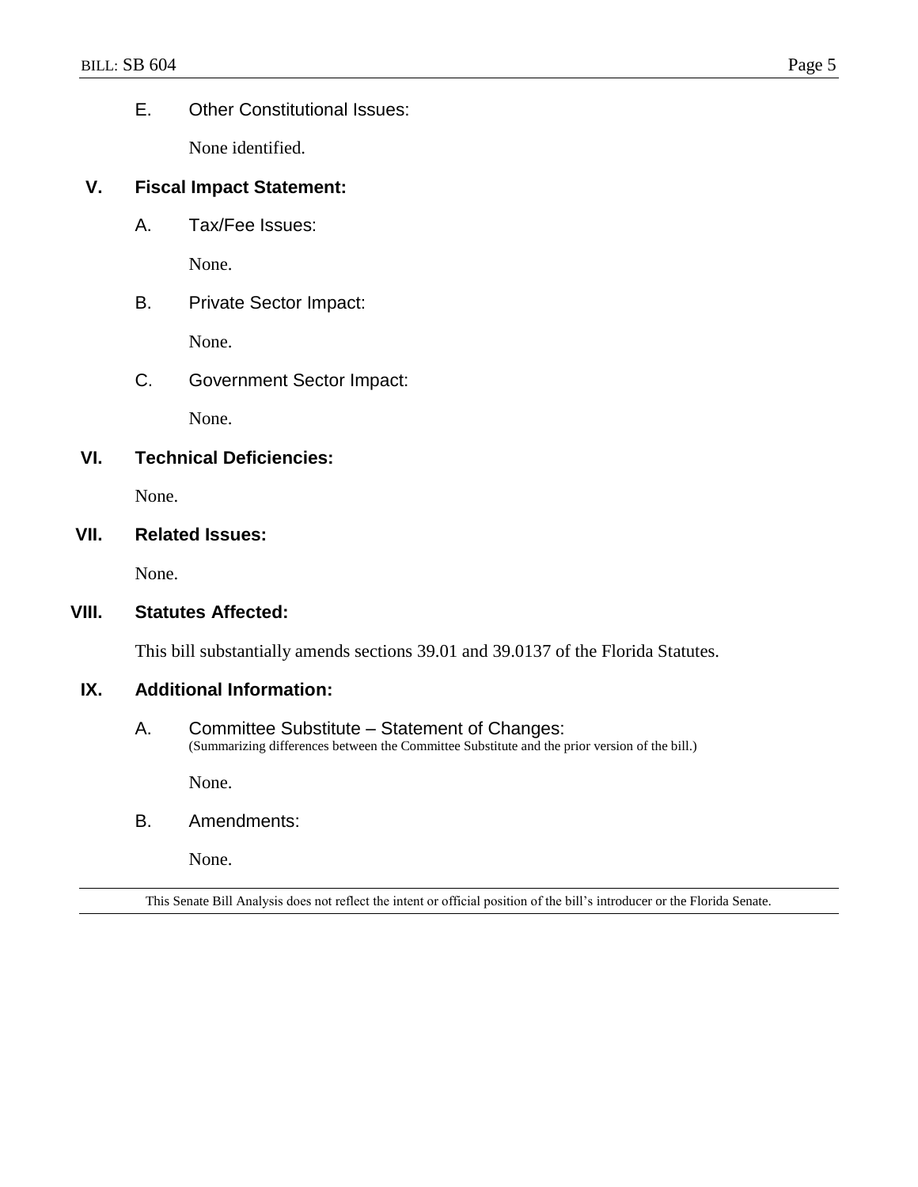### E. Other Constitutional Issues:

None identified.

## V. Fiscal Impact Statement:

### A. Tax/Fee Issues:

None.

### B. Private Sector Impact:

None.

### C. Government Sector Impact:

None.

## VI. Technical Deficiencies:

None.

## VII. Related Issues:

None.

## VIII. Statutes Affected:

This bill substantially amends sections 39.01 and 39.0137 of the Florida Statutes.

## IX. Additional Information:

### A. Committee Substitute – Statement of Changes:

(Summarizing differences between the Committee Substitute and the prior version of the bill.)

None.

### B. Amendments:

None.

This Senate Bill Analysis does not reflect the intent or official position of the bill's introducer or the Florida Senate.